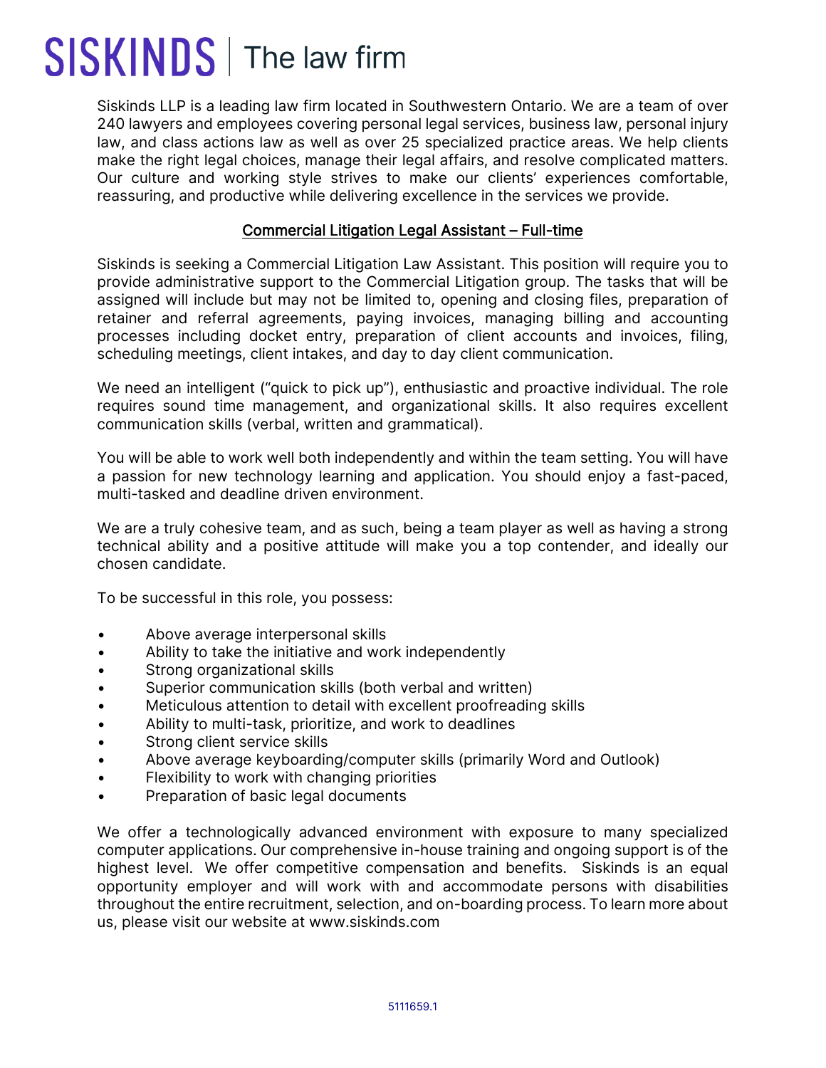# SISKINDS | The law firm

Siskinds LLP is a leading law firm located in Southwestern Ontario. We are a team of over 240 lawyers and employees covering personal legal services, business law, personal injury law, and class actions law as well as over 25 specialized practice areas. We help clients make the right legal choices, manage their legal affairs, and resolve complicated matters. Our culture and working style strives to make our clients' experiences comfortable, reassuring, and productive while delivering excellence in the services we provide.

## Commercial Litigation Legal Assistant – Full-time

Siskinds is seeking a Commercial Litigation Law Assistant. This position will require you to provide administrative support to the Commercial Litigation group. The tasks that will be assigned will include but may not be limited to, opening and closing files, preparation of retainer and referral agreements, paying invoices, managing billing and accounting processes including docket entry, preparation of client accounts and invoices, filing, scheduling meetings, client intakes, and day to day client communication.

We need an intelligent ("quick to pick up"), enthusiastic and proactive individual. The role requires sound time management, and organizational skills. It also requires excellent communication skills (verbal, written and grammatical).

You will be able to work well both independently and within the team setting. You will have a passion for new technology learning and application. You should enjoy a fast-paced, multi-tasked and deadline driven environment.

We are a truly cohesive team, and as such, being a team player as well as having a strong technical ability and a positive attitude will make you a top contender, and ideally our chosen candidate.

To be successful in this role, you possess:

- Above average interpersonal skills
- Ability to take the initiative and work independently
- Strong organizational skills
- Superior communication skills (both verbal and written)
- Meticulous attention to detail with excellent proofreading skills
- Ability to multi-task, prioritize, and work to deadlines
- Strong client service skills
- Above average keyboarding/computer skills (primarily Word and Outlook)
- Flexibility to work with changing priorities
- Preparation of basic legal documents

We offer a technologically advanced environment with exposure to many specialized computer applications. Our comprehensive in-house training and ongoing support is of the highest level. We offer competitive compensation and benefits. Siskinds is an equal opportunity employer and will work with and accommodate persons with disabilities throughout the entire recruitment, selection, and on-boarding process. To learn more about us, please visit our website at www.siskinds.com

5111659.1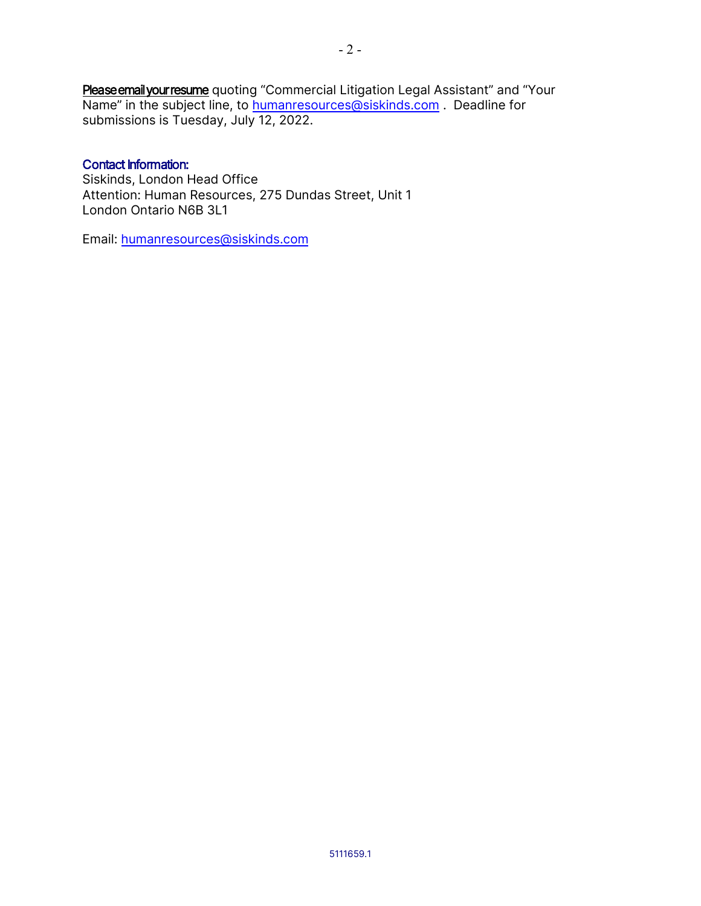**Please email your resume** quoting “Commercial Litigation Legal Assistant” and “Your Name” in the subject line, to humanresources@siskinds.com . Deadline for submissions is Tuesday, July 12, 2022.

**Contact Information:**
Siskinds, London Head Office
Attention: Human Resources, 275 Dundas Street, Unit 1
London Ontario N6B 3L1

Email: humanresources@siskinds.com